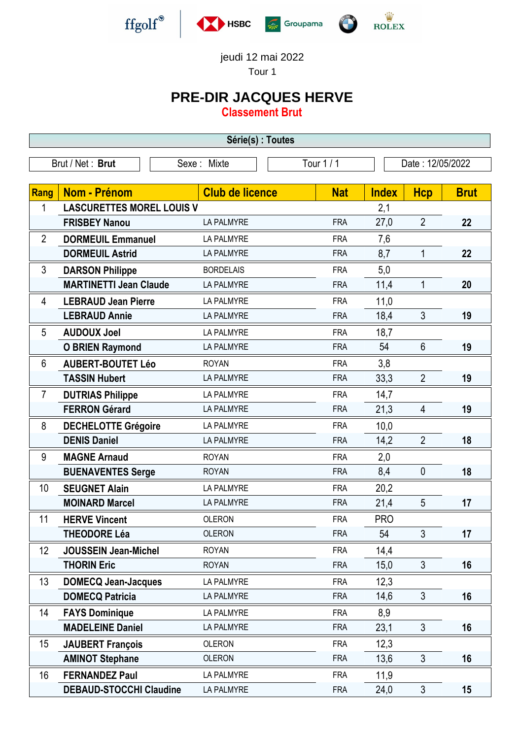ffgolf® HSBC Groupama ROLEX

jeudi 12 mai 2022

Tour 1

# PRE-DIR JACQUES HERVE

## Classement Brut

**Série(s) : Toutes**

Brut / Net : **Brut** | Sexe : Mixte | Tour 1 / 1 | Date : 12/05/2022

| Rang | Nom - Prénom | Club de licence | Nat | Index | Hcp | Brut |
|---|---|---|---|---|---|---|
| 1 | **LASCURETTES MOREL LOUIS V** | | | 2,1 | | |
| | **FRISBEY Nanou** | LA PALMYRE | FRA | 27,0 | 2 | **22** |
| 2 | **DORMEUIL Emmanuel** | LA PALMYRE | FRA | 7,6 | | |
| | **DORMEUIL Astrid** | LA PALMYRE | FRA | 8,7 | 1 | **22** |
| 3 | **DARSON Philippe** | BORDELAIS | FRA | 5,0 | | |
| | **MARTINETTI Jean Claude** | LA PALMYRE | FRA | 11,4 | 1 | **20** |
| 4 | **LEBRAUD Jean Pierre** | LA PALMYRE | FRA | 11,0 | | |
| | **LEBRAUD Annie** | LA PALMYRE | FRA | 18,4 | 3 | **19** |
| 5 | **AUDOUX Joel** | LA PALMYRE | FRA | 18,7 | | |
| | **O BRIEN Raymond** | LA PALMYRE | FRA | 54 | 6 | **19** |
| 6 | **AUBERT-BOUTET Léo** | ROYAN | FRA | 3,8 | | |
| | **TASSIN Hubert** | LA PALMYRE | FRA | 33,3 | 2 | **19** |
| 7 | **DUTRIAS Philippe** | LA PALMYRE | FRA | 14,7 | | |
| | **FERRON Gérard** | LA PALMYRE | FRA | 21,3 | 4 | **19** |
| 8 | **DECHELOTTE Grégoire** | LA PALMYRE | FRA | 10,0 | | |
| | **DENIS Daniel** | LA PALMYRE | FRA | 14,2 | 2 | **18** |
| 9 | **MAGNE Arnaud** | ROYAN | FRA | 2,0 | | |
| | **BUENAVENTES Serge** | ROYAN | FRA | 8,4 | 0 | **18** |
| 10 | **SEUGNET Alain** | LA PALMYRE | FRA | 20,2 | | |
| | **MOINARD Marcel** | LA PALMYRE | FRA | 21,4 | 5 | **17** |
| 11 | **HERVE Vincent** | OLERON | FRA | PRO | | |
| | **THEODORE Léa** | OLERON | FRA | 54 | 3 | **17** |
| 12 | **JOUSSEIN Jean-Michel** | ROYAN | FRA | 14,4 | | |
| | **THORIN Eric** | ROYAN | FRA | 15,0 | 3 | **16** |
| 13 | **DOMECQ Jean-Jacques** | LA PALMYRE | FRA | 12,3 | | |
| | **DOMECQ Patricia** | LA PALMYRE | FRA | 14,6 | 3 | **16** |
| 14 | **FAYS Dominique** | LA PALMYRE | FRA | 8,9 | | |
| | **MADELEINE Daniel** | LA PALMYRE | FRA | 23,1 | 3 | **16** |
| 15 | **JAUBERT François** | OLERON | FRA | 12,3 | | |
| | **AMINOT Stephane** | OLERON | FRA | 13,6 | 3 | **16** |
| 16 | **FERNANDEZ Paul** | LA PALMYRE | FRA | 11,9 | | |
| | **DEBAUD-STOCCHI Claudine** | LA PALMYRE | FRA | 24,0 | 3 | **15** |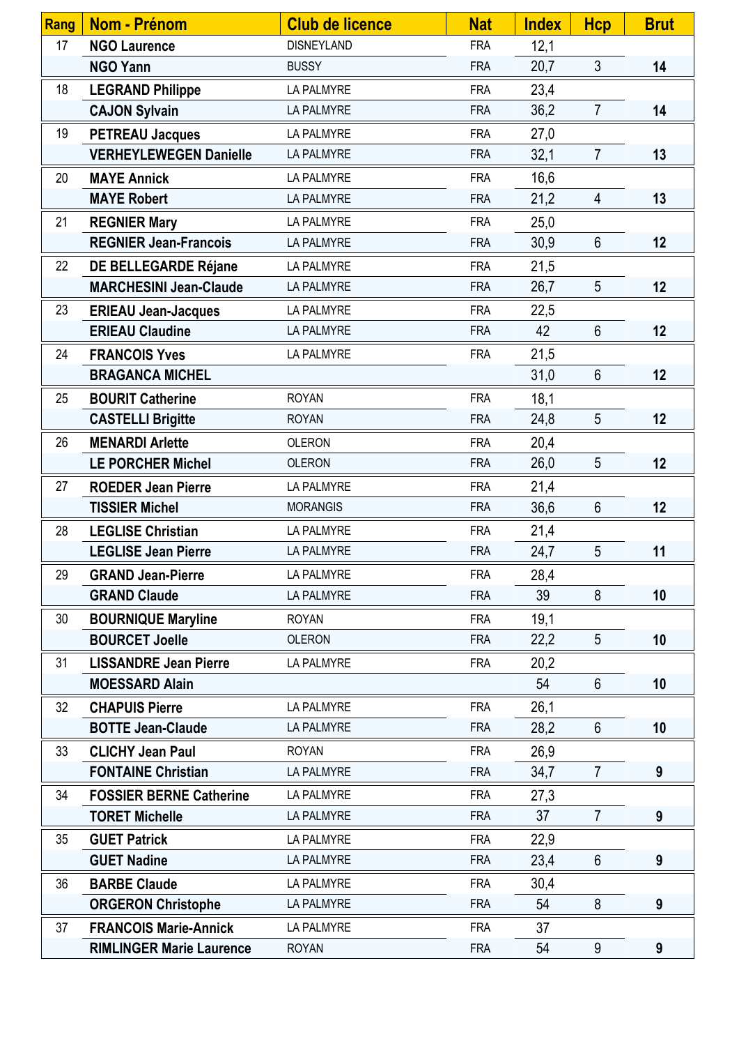| Rang | Nom - Prénom | Club de licence | Nat | Index | Hcp | Brut |
|---|---|---|---|---|---|---|
| 17 | **NGO Laurence** | DISNEYLAND | FRA | 12,1 | | |
| | **NGO Yann** | BUSSY | FRA | 20,7 | 3 | **14** |
| 18 | **LEGRAND Philippe** | LA PALMYRE | FRA | 23,4 | | |
| | **CAJON Sylvain** | LA PALMYRE | FRA | 36,2 | 7 | **14** |
| 19 | **PETREAU Jacques** | LA PALMYRE | FRA | 27,0 | | |
| | **VERHEYLEWEGEN Danielle** | LA PALMYRE | FRA | 32,1 | 7 | **13** |
| 20 | **MAYE Annick** | LA PALMYRE | FRA | 16,6 | | |
| | **MAYE Robert** | LA PALMYRE | FRA | 21,2 | 4 | **13** |
| 21 | **REGNIER Mary** | LA PALMYRE | FRA | 25,0 | | |
| | **REGNIER Jean-Francois** | LA PALMYRE | FRA | 30,9 | 6 | **12** |
| 22 | **DE BELLEGARDE Réjane** | LA PALMYRE | FRA | 21,5 | | |
| | **MARCHESINI Jean-Claude** | LA PALMYRE | FRA | 26,7 | 5 | **12** |
| 23 | **ERIEAU Jean-Jacques** | LA PALMYRE | FRA | 22,5 | | |
| | **ERIEAU Claudine** | LA PALMYRE | FRA | 42 | 6 | **12** |
| 24 | **FRANCOIS Yves** | LA PALMYRE | FRA | 21,5 | | |
| | **BRAGANCA MICHEL** | | | 31,0 | 6 | **12** |
| 25 | **BOURIT Catherine** | ROYAN | FRA | 18,1 | | |
| | **CASTELLI Brigitte** | ROYAN | FRA | 24,8 | 5 | **12** |
| 26 | **MENARDI Arlette** | OLERON | FRA | 20,4 | | |
| | **LE PORCHER Michel** | OLERON | FRA | 26,0 | 5 | **12** |
| 27 | **ROEDER Jean Pierre** | LA PALMYRE | FRA | 21,4 | | |
| | **TISSIER Michel** | MORANGIS | FRA | 36,6 | 6 | **12** |
| 28 | **LEGLISE Christian** | LA PALMYRE | FRA | 21,4 | | |
| | **LEGLISE Jean Pierre** | LA PALMYRE | FRA | 24,7 | 5 | **11** |
| 29 | **GRAND Jean-Pierre** | LA PALMYRE | FRA | 28,4 | | |
| | **GRAND Claude** | LA PALMYRE | FRA | 39 | 8 | **10** |
| 30 | **BOURNIQUE Maryline** | ROYAN | FRA | 19,1 | | |
| | **BOURCET Joelle** | OLERON | FRA | 22,2 | 5 | **10** |
| 31 | **LISSANDRE Jean Pierre** | LA PALMYRE | FRA | 20,2 | | |
| | **MOESSARD Alain** | | | 54 | 6 | **10** |
| 32 | **CHAPUIS Pierre** | LA PALMYRE | FRA | 26,1 | | |
| | **BOTTE Jean-Claude** | LA PALMYRE | FRA | 28,2 | 6 | **10** |
| 33 | **CLICHY Jean Paul** | ROYAN | FRA | 26,9 | | |
| | **FONTAINE Christian** | LA PALMYRE | FRA | 34,7 | 7 | **9** |
| 34 | **FOSSIER BERNE Catherine** | LA PALMYRE | FRA | 27,3 | | |
| | **TORET Michelle** | LA PALMYRE | FRA | 37 | 7 | **9** |
| 35 | **GUET Patrick** | LA PALMYRE | FRA | 22,9 | | |
| | **GUET Nadine** | LA PALMYRE | FRA | 23,4 | 6 | **9** |
| 36 | **BARBE Claude** | LA PALMYRE | FRA | 30,4 | | |
| | **ORGERON Christophe** | LA PALMYRE | FRA | 54 | 8 | **9** |
| 37 | **FRANCOIS Marie-Annick** | LA PALMYRE | FRA | 37 | | |
| | **RIMLINGER Marie Laurence** | ROYAN | FRA | 54 | 9 | **9** |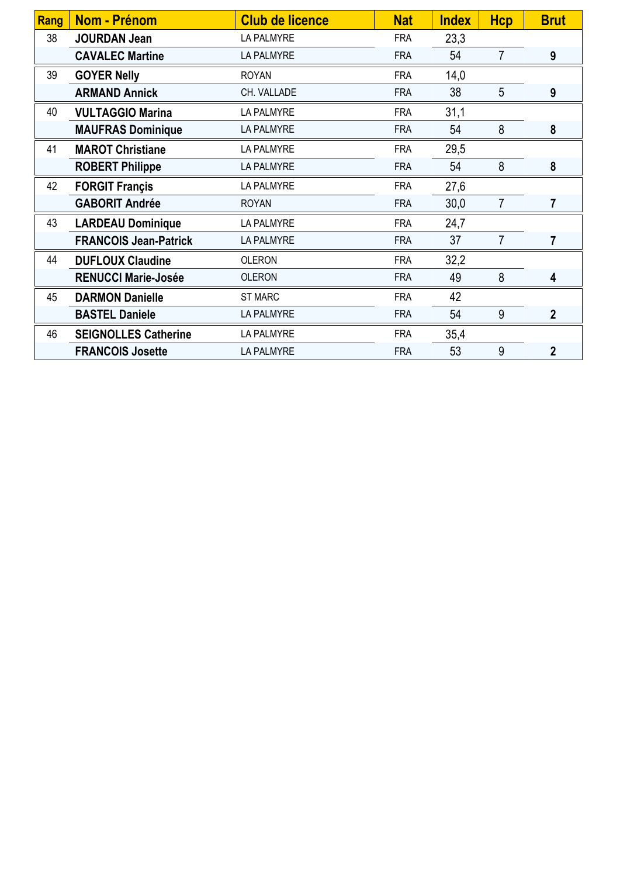| Rang | Nom - Prénom | Club de licence | Nat | Index | Hcp | Brut |
|---|---|---|---|---|---|---|
| 38 | **JOURDAN Jean** | LA PALMYRE | FRA | 23,3 | | |
| | **CAVALEC Martine** | LA PALMYRE | FRA | 54 | 7 | **9** |
| 39 | **GOYER Nelly** | ROYAN | FRA | 14,0 | | |
| | **ARMAND Annick** | CH. VALLADE | FRA | 38 | 5 | **9** |
| 40 | **VULTAGGIO Marina** | LA PALMYRE | FRA | 31,1 | | |
| | **MAUFRAS Dominique** | LA PALMYRE | FRA | 54 | 8 | **8** |
| 41 | **MAROT Christiane** | LA PALMYRE | FRA | 29,5 | | |
| | **ROBERT Philippe** | LA PALMYRE | FRA | 54 | 8 | **8** |
| 42 | **FORGIT Françis** | LA PALMYRE | FRA | 27,6 | | |
| | **GABORIT Andrée** | ROYAN | FRA | 30,0 | 7 | **7** |
| 43 | **LARDEAU Dominique** | LA PALMYRE | FRA | 24,7 | | |
| | **FRANCOIS Jean-Patrick** | LA PALMYRE | FRA | 37 | 7 | **7** |
| 44 | **DUFLOUX Claudine** | OLERON | FRA | 32,2 | | |
| | **RENUCCI Marie-Josée** | OLERON | FRA | 49 | 8 | **4** |
| 45 | **DARMON Danielle** | ST MARC | FRA | 42 | | |
| | **BASTEL Daniele** | LA PALMYRE | FRA | 54 | 9 | **2** |
| 46 | **SEIGNOLLES Catherine** | LA PALMYRE | FRA | 35,4 | | |
| | **FRANCOIS Josette** | LA PALMYRE | FRA | 53 | 9 | **2** |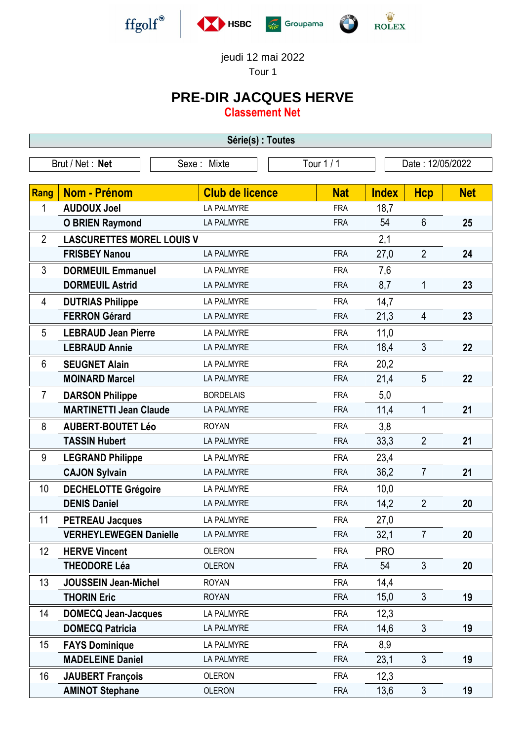ffgolf® HSBC Groupama ROLEX

jeudi 12 mai 2022

Tour 1

# PRE-DIR JACQUES HERVE

## Classement Net

**Série(s) : Toutes**

Brut / Net : **Net** | Sexe : Mixte | Tour 1 / 1 | Date : 12/05/2022

| Rang | Nom - Prénom | Club de licence | Nat | Index | Hcp | Net |
|---|---|---|---|---|---|---|
| 1 | AUDOUX Joel | LA PALMYRE | FRA | 18,7 | | |
| | O BRIEN Raymond | LA PALMYRE | FRA | 54 | 6 | 25 |
| 2 | LASCURETTES MOREL LOUIS V | | | 2,1 | | |
| | FRISBEY Nanou | LA PALMYRE | FRA | 27,0 | 2 | 24 |
| 3 | DORMEUIL Emmanuel | LA PALMYRE | FRA | 7,6 | | |
| | DORMEUIL Astrid | LA PALMYRE | FRA | 8,7 | 1 | 23 |
| 4 | DUTRIAS Philippe | LA PALMYRE | FRA | 14,7 | | |
| | FERRON Gérard | LA PALMYRE | FRA | 21,3 | 4 | 23 |
| 5 | LEBRAUD Jean Pierre | LA PALMYRE | FRA | 11,0 | | |
| | LEBRAUD Annie | LA PALMYRE | FRA | 18,4 | 3 | 22 |
| 6 | SEUGNET Alain | LA PALMYRE | FRA | 20,2 | | |
| | MOINARD Marcel | LA PALMYRE | FRA | 21,4 | 5 | 22 |
| 7 | DARSON Philippe | BORDELAIS | FRA | 5,0 | | |
| | MARTINETTI Jean Claude | LA PALMYRE | FRA | 11,4 | 1 | 21 |
| 8 | AUBERT-BOUTET Léo | ROYAN | FRA | 3,8 | | |
| | TASSIN Hubert | LA PALMYRE | FRA | 33,3 | 2 | 21 |
| 9 | LEGRAND Philippe | LA PALMYRE | FRA | 23,4 | | |
| | CAJON Sylvain | LA PALMYRE | FRA | 36,2 | 7 | 21 |
| 10 | DECHELOTTE Grégoire | LA PALMYRE | FRA | 10,0 | | |
| | DENIS Daniel | LA PALMYRE | FRA | 14,2 | 2 | 20 |
| 11 | PETREAU Jacques | LA PALMYRE | FRA | 27,0 | | |
| | VERHEYLEWEGEN Danielle | LA PALMYRE | FRA | 32,1 | 7 | 20 |
| 12 | HERVE Vincent | OLERON | FRA | PRO | | |
| | THEODORE Léa | OLERON | FRA | 54 | 3 | 20 |
| 13 | JOUSSEIN Jean-Michel | ROYAN | FRA | 14,4 | | |
| | THORIN Eric | ROYAN | FRA | 15,0 | 3 | 19 |
| 14 | DOMECQ Jean-Jacques | LA PALMYRE | FRA | 12,3 | | |
| | DOMECQ Patricia | LA PALMYRE | FRA | 14,6 | 3 | 19 |
| 15 | FAYS Dominique | LA PALMYRE | FRA | 8,9 | | |
| | MADELEINE Daniel | LA PALMYRE | FRA | 23,1 | 3 | 19 |
| 16 | JAUBERT François | OLERON | FRA | 12,3 | | |
| | AMINOT Stephane | OLERON | FRA | 13,6 | 3 | 19 |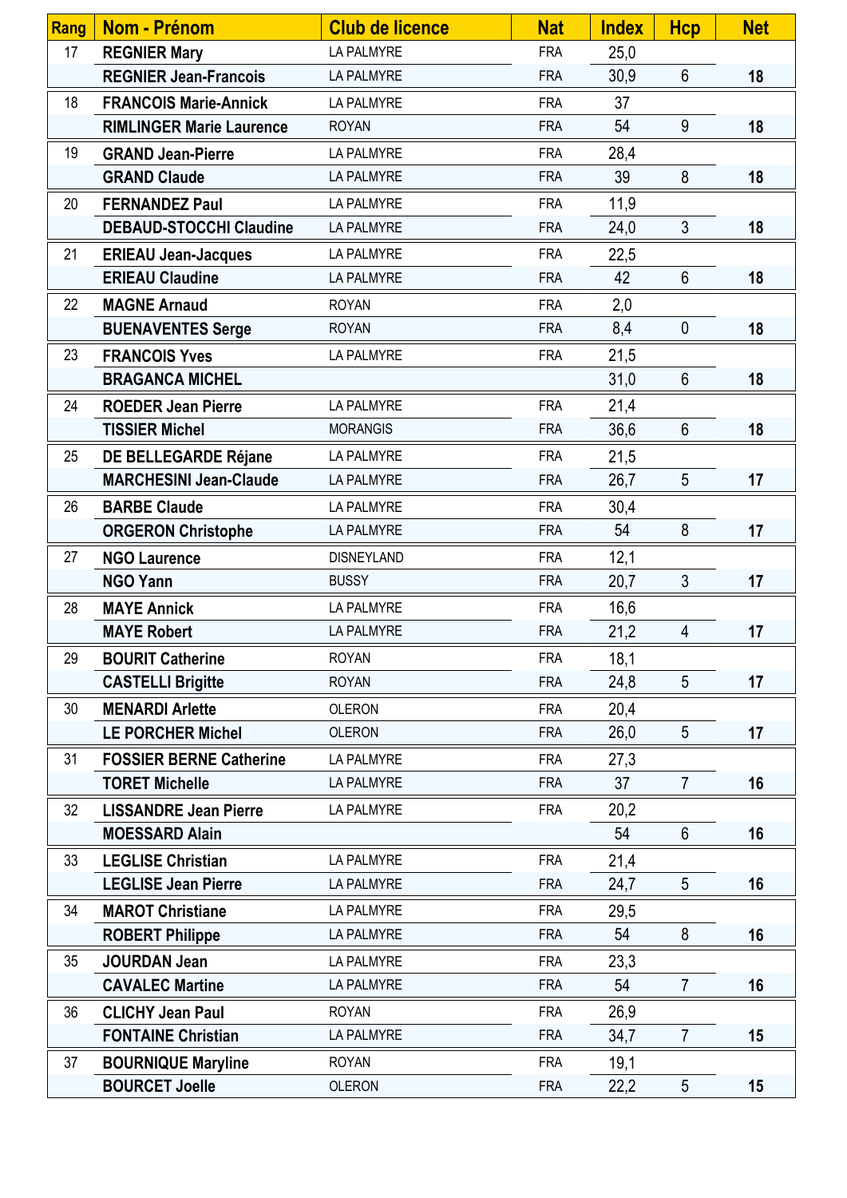| Rang | Nom - Prénom | Club de licence | Nat | Index | Hcp | Net |
|---|---|---|---|---|---|---|
| 17 | **REGNIER Mary** | LA PALMYRE | FRA | 25,0 | | |
| | **REGNIER Jean-Francois** | LA PALMYRE | FRA | 30,9 | 6 | **18** |
| 18 | **FRANCOIS Marie-Annick** | LA PALMYRE | FRA | 37 | | |
| | **RIMLINGER Marie Laurence** | ROYAN | FRA | 54 | 9 | **18** |
| 19 | **GRAND Jean-Pierre** | LA PALMYRE | FRA | 28,4 | | |
| | **GRAND Claude** | LA PALMYRE | FRA | 39 | 8 | **18** |
| 20 | **FERNANDEZ Paul** | LA PALMYRE | FRA | 11,9 | | |
| | **DEBAUD-STOCCHI Claudine** | LA PALMYRE | FRA | 24,0 | 3 | **18** |
| 21 | **ERIEAU Jean-Jacques** | LA PALMYRE | FRA | 22,5 | | |
| | **ERIEAU Claudine** | LA PALMYRE | FRA | 42 | 6 | **18** |
| 22 | **MAGNE Arnaud** | ROYAN | FRA | 2,0 | | |
| | **BUENAVENTES Serge** | ROYAN | FRA | 8,4 | 0 | **18** |
| 23 | **FRANCOIS Yves** | LA PALMYRE | FRA | 21,5 | | |
| | **BRAGANCA MICHEL** | | | 31,0 | 6 | **18** |
| 24 | **ROEDER Jean Pierre** | LA PALMYRE | FRA | 21,4 | | |
| | **TISSIER Michel** | MORANGIS | FRA | 36,6 | 6 | **18** |
| 25 | **DE BELLEGARDE Réjane** | LA PALMYRE | FRA | 21,5 | | |
| | **MARCHESINI Jean-Claude** | LA PALMYRE | FRA | 26,7 | 5 | **17** |
| 26 | **BARBE Claude** | LA PALMYRE | FRA | 30,4 | | |
| | **ORGERON Christophe** | LA PALMYRE | FRA | 54 | 8 | **17** |
| 27 | **NGO Laurence** | DISNEYLAND | FRA | 12,1 | | |
| | **NGO Yann** | BUSSY | FRA | 20,7 | 3 | **17** |
| 28 | **MAYE Annick** | LA PALMYRE | FRA | 16,6 | | |
| | **MAYE Robert** | LA PALMYRE | FRA | 21,2 | 4 | **17** |
| 29 | **BOURIT Catherine** | ROYAN | FRA | 18,1 | | |
| | **CASTELLI Brigitte** | ROYAN | FRA | 24,8 | 5 | **17** |
| 30 | **MENARDI Arlette** | OLERON | FRA | 20,4 | | |
| | **LE PORCHER Michel** | OLERON | FRA | 26,0 | 5 | **17** |
| 31 | **FOSSIER BERNE Catherine** | LA PALMYRE | FRA | 27,3 | | |
| | **TORET Michelle** | LA PALMYRE | FRA | 37 | 7 | **16** |
| 32 | **LISSANDRE Jean Pierre** | LA PALMYRE | FRA | 20,2 | | |
| | **MOESSARD Alain** | | | 54 | 6 | **16** |
| 33 | **LEGLISE Christian** | LA PALMYRE | FRA | 21,4 | | |
| | **LEGLISE Jean Pierre** | LA PALMYRE | FRA | 24,7 | 5 | **16** |
| 34 | **MAROT Christiane** | LA PALMYRE | FRA | 29,5 | | |
| | **ROBERT Philippe** | LA PALMYRE | FRA | 54 | 8 | **16** |
| 35 | **JOURDAN Jean** | LA PALMYRE | FRA | 23,3 | | |
| | **CAVALEC Martine** | LA PALMYRE | FRA | 54 | 7 | **16** |
| 36 | **CLICHY Jean Paul** | ROYAN | FRA | 26,9 | | |
| | **FONTAINE Christian** | LA PALMYRE | FRA | 34,7 | 7 | **15** |
| 37 | **BOURNIQUE Maryline** | ROYAN | FRA | 19,1 | | |
| | **BOURCET Joelle** | OLERON | FRA | 22,2 | 5 | **15** |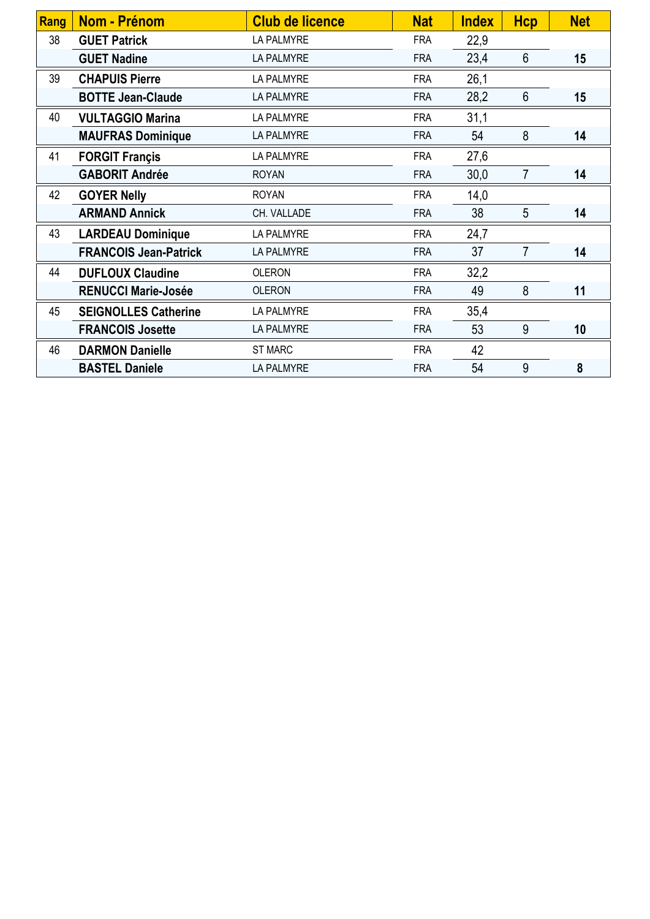| Rang | Nom - Prénom | Club de licence | Nat | Index | Hcp | Net |
|---|---|---|---|---|---|---|
| 38 | **GUET Patrick** | LA PALMYRE | FRA | 22,9 | | |
| | **GUET Nadine** | LA PALMYRE | FRA | 23,4 | 6 | **15** |
| 39 | **CHAPUIS Pierre** | LA PALMYRE | FRA | 26,1 | | |
| | **BOTTE Jean-Claude** | LA PALMYRE | FRA | 28,2 | 6 | **15** |
| 40 | **VULTAGGIO Marina** | LA PALMYRE | FRA | 31,1 | | |
| | **MAUFRAS Dominique** | LA PALMYRE | FRA | 54 | 8 | **14** |
| 41 | **FORGIT Françis** | LA PALMYRE | FRA | 27,6 | | |
| | **GABORIT Andrée** | ROYAN | FRA | 30,0 | 7 | **14** |
| 42 | **GOYER Nelly** | ROYAN | FRA | 14,0 | | |
| | **ARMAND Annick** | CH. VALLADE | FRA | 38 | 5 | **14** |
| 43 | **LARDEAU Dominique** | LA PALMYRE | FRA | 24,7 | | |
| | **FRANCOIS Jean-Patrick** | LA PALMYRE | FRA | 37 | 7 | **14** |
| 44 | **DUFLOUX Claudine** | OLERON | FRA | 32,2 | | |
| | **RENUCCI Marie-Josée** | OLERON | FRA | 49 | 8 | **11** |
| 45 | **SEIGNOLLES Catherine** | LA PALMYRE | FRA | 35,4 | | |
| | **FRANCOIS Josette** | LA PALMYRE | FRA | 53 | 9 | **10** |
| 46 | **DARMON Danielle** | ST MARC | FRA | 42 | | |
| | **BASTEL Daniele** | LA PALMYRE | FRA | 54 | 9 | **8** |